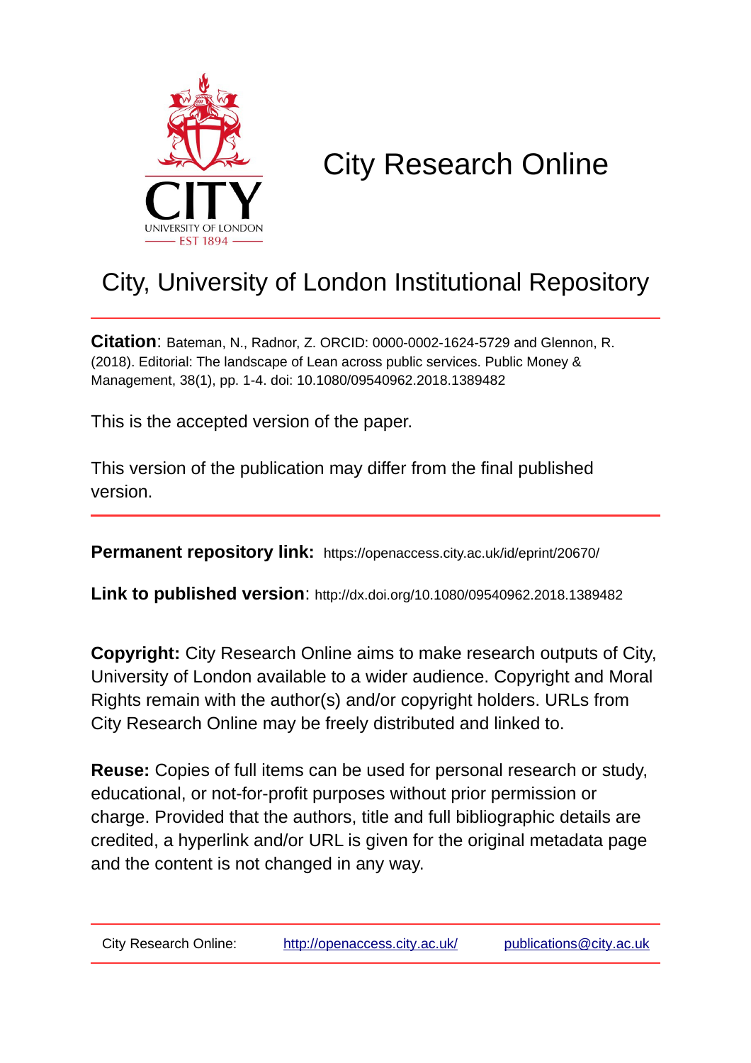# City Research Online

## City, University of London Institutional Repository

**Citation**: Bateman, N., Radnor, Z. ORCID: 0000-0002-1624-5729 and Glennon, R. (2018). Editorial: The landscape of Lean across public services. Public Money & Management, 38(1), pp. 1-4. doi: 10.1080/09540962.2018.1389482

This is the accepted version of the paper.

This version of the publication may differ from the final published version.

**Permanent repository link:** https://openaccess.city.ac.uk/id/eprint/20670/

**Link to published version**: http://dx.doi.org/10.1080/09540962.2018.1389482

**Copyright:** City Research Online aims to make research outputs of City, University of London available to a wider audience. Copyright and Moral Rights remain with the author(s) and/or copyright holders. URLs from City Research Online may be freely distributed and linked to.

**Reuse:** Copies of full items can be used for personal research or study, educational, or not-for-profit purposes without prior permission or charge. Provided that the authors, title and full bibliographic details are credited, a hyperlink and/or URL is given for the original metadata page and the content is not changed in any way.

City Research Online: http://openaccess.city.ac.uk/ publications@city.ac.uk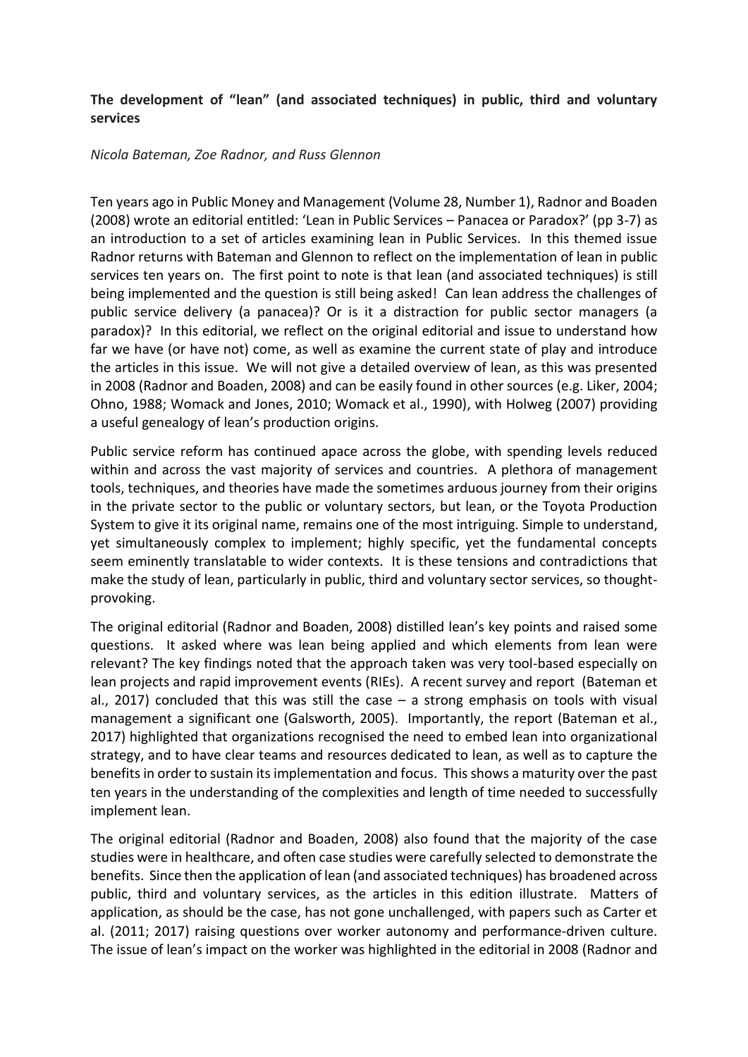**The development of "lean" (and associated techniques) in public, third and voluntary services**

*Nicola Bateman, Zoe Radnor, and Russ Glennon*

Ten years ago in Public Money and Management (Volume 28, Number 1), Radnor and Boaden (2008) wrote an editorial entitled: 'Lean in Public Services – Panacea or Paradox?' (pp 3-7) as an introduction to a set of articles examining lean in Public Services. In this themed issue Radnor returns with Bateman and Glennon to reflect on the implementation of lean in public services ten years on. The first point to note is that lean (and associated techniques) is still being implemented and the question is still being asked! Can lean address the challenges of public service delivery (a panacea)? Or is it a distraction for public sector managers (a paradox)? In this editorial, we reflect on the original editorial and issue to understand how far we have (or have not) come, as well as examine the current state of play and introduce the articles in this issue. We will not give a detailed overview of lean, as this was presented in 2008 (Radnor and Boaden, 2008) and can be easily found in other sources (e.g. Liker, 2004; Ohno, 1988; Womack and Jones, 2010; Womack et al., 1990), with Holweg (2007) providing a useful genealogy of lean's production origins.

Public service reform has continued apace across the globe, with spending levels reduced within and across the vast majority of services and countries. A plethora of management tools, techniques, and theories have made the sometimes arduous journey from their origins in the private sector to the public or voluntary sectors, but lean, or the Toyota Production System to give it its original name, remains one of the most intriguing. Simple to understand, yet simultaneously complex to implement; highly specific, yet the fundamental concepts seem eminently translatable to wider contexts. It is these tensions and contradictions that make the study of lean, particularly in public, third and voluntary sector services, so thought-provoking.

The original editorial (Radnor and Boaden, 2008) distilled lean's key points and raised some questions. It asked where was lean being applied and which elements from lean were relevant? The key findings noted that the approach taken was very tool-based especially on lean projects and rapid improvement events (RIEs). A recent survey and report (Bateman et al., 2017) concluded that this was still the case – a strong emphasis on tools with visual management a significant one (Galsworth, 2005). Importantly, the report (Bateman et al., 2017) highlighted that organizations recognised the need to embed lean into organizational strategy, and to have clear teams and resources dedicated to lean, as well as to capture the benefits in order to sustain its implementation and focus. This shows a maturity over the past ten years in the understanding of the complexities and length of time needed to successfully implement lean.

The original editorial (Radnor and Boaden, 2008) also found that the majority of the case studies were in healthcare, and often case studies were carefully selected to demonstrate the benefits. Since then the application of lean (and associated techniques) has broadened across public, third and voluntary services, as the articles in this edition illustrate. Matters of application, as should be the case, has not gone unchallenged, with papers such as Carter et al. (2011; 2017) raising questions over worker autonomy and performance-driven culture. The issue of lean's impact on the worker was highlighted in the editorial in 2008 (Radnor and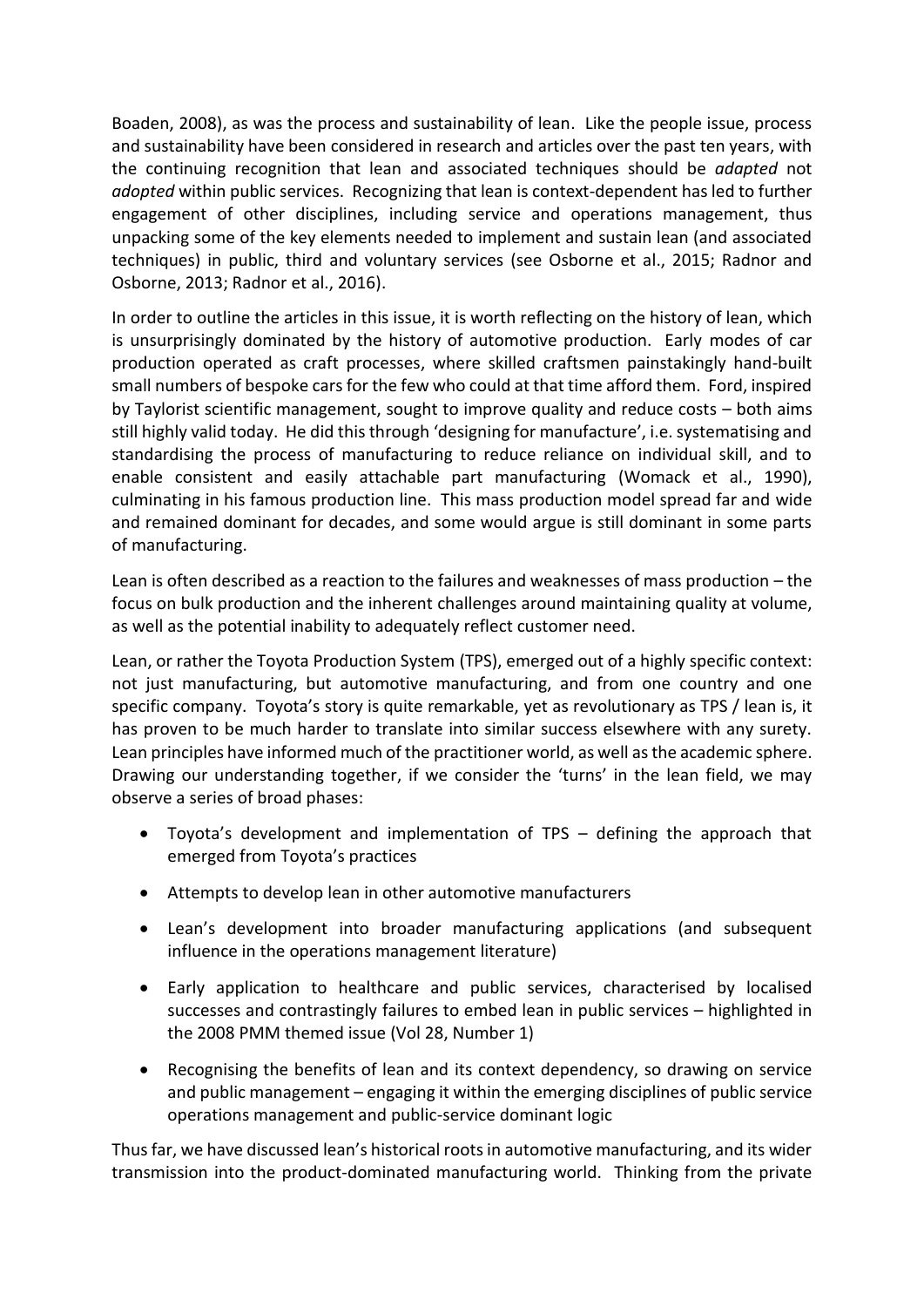Boaden, 2008), as was the process and sustainability of lean. Like the people issue, process and sustainability have been considered in research and articles over the past ten years, with the continuing recognition that lean and associated techniques should be *adapted* not *adopted* within public services. Recognizing that lean is context-dependent has led to further engagement of other disciplines, including service and operations management, thus unpacking some of the key elements needed to implement and sustain lean (and associated techniques) in public, third and voluntary services (see Osborne et al., 2015; Radnor and Osborne, 2013; Radnor et al., 2016).

In order to outline the articles in this issue, it is worth reflecting on the history of lean, which is unsurprisingly dominated by the history of automotive production. Early modes of car production operated as craft processes, where skilled craftsmen painstakingly hand-built small numbers of bespoke cars for the few who could at that time afford them. Ford, inspired by Taylorist scientific management, sought to improve quality and reduce costs – both aims still highly valid today. He did this through 'designing for manufacture', i.e. systematising and standardising the process of manufacturing to reduce reliance on individual skill, and to enable consistent and easily attachable part manufacturing (Womack et al., 1990), culminating in his famous production line. This mass production model spread far and wide and remained dominant for decades, and some would argue is still dominant in some parts of manufacturing.

Lean is often described as a reaction to the failures and weaknesses of mass production – the focus on bulk production and the inherent challenges around maintaining quality at volume, as well as the potential inability to adequately reflect customer need.

Lean, or rather the Toyota Production System (TPS), emerged out of a highly specific context: not just manufacturing, but automotive manufacturing, and from one country and one specific company. Toyota's story is quite remarkable, yet as revolutionary as TPS / lean is, it has proven to be much harder to translate into similar success elsewhere with any surety. Lean principles have informed much of the practitioner world, as well as the academic sphere. Drawing our understanding together, if we consider the 'turns' in the lean field, we may observe a series of broad phases:

- Toyota's development and implementation of TPS – defining the approach that emerged from Toyota's practices
- Attempts to develop lean in other automotive manufacturers
- Lean's development into broader manufacturing applications (and subsequent influence in the operations management literature)
- Early application to healthcare and public services, characterised by localised successes and contrastingly failures to embed lean in public services – highlighted in the 2008 PMM themed issue (Vol 28, Number 1)
- Recognising the benefits of lean and its context dependency, so drawing on service and public management – engaging it within the emerging disciplines of public service operations management and public-service dominant logic

Thus far, we have discussed lean's historical roots in automotive manufacturing, and its wider transmission into the product-dominated manufacturing world. Thinking from the private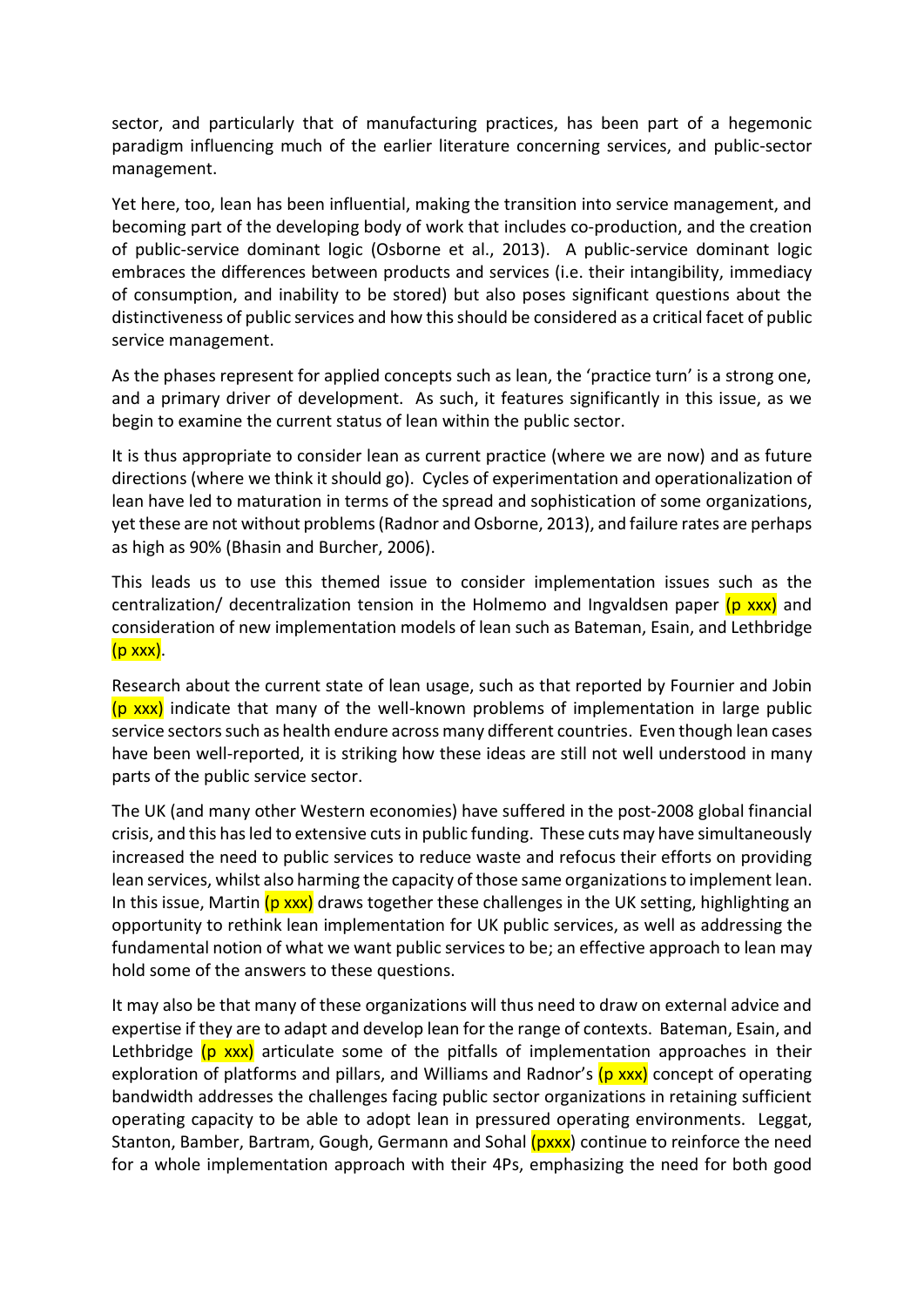sector, and particularly that of manufacturing practices, has been part of a hegemonic paradigm influencing much of the earlier literature concerning services, and public-sector management.

Yet here, too, lean has been influential, making the transition into service management, and becoming part of the developing body of work that includes co-production, and the creation of public-service dominant logic (Osborne et al., 2013). A public-service dominant logic embraces the differences between products and services (i.e. their intangibility, immediacy of consumption, and inability to be stored) but also poses significant questions about the distinctiveness of public services and how this should be considered as a critical facet of public service management.

As the phases represent for applied concepts such as lean, the 'practice turn' is a strong one, and a primary driver of development. As such, it features significantly in this issue, as we begin to examine the current status of lean within the public sector.

It is thus appropriate to consider lean as current practice (where we are now) and as future directions (where we think it should go). Cycles of experimentation and operationalization of lean have led to maturation in terms of the spread and sophistication of some organizations, yet these are not without problems (Radnor and Osborne, 2013), and failure rates are perhaps as high as 90% (Bhasin and Burcher, 2006).

This leads us to use this themed issue to consider implementation issues such as the centralization/ decentralization tension in the Holmemo and Ingvaldsen paper (p xxx) and consideration of new implementation models of lean such as Bateman, Esain, and Lethbridge (p xxx).

Research about the current state of lean usage, such as that reported by Fournier and Jobin (p xxx) indicate that many of the well-known problems of implementation in large public service sectors such as health endure across many different countries. Even though lean cases have been well-reported, it is striking how these ideas are still not well understood in many parts of the public service sector.

The UK (and many other Western economies) have suffered in the post-2008 global financial crisis, and this has led to extensive cuts in public funding. These cuts may have simultaneously increased the need to public services to reduce waste and refocus their efforts on providing lean services, whilst also harming the capacity of those same organizations to implement lean. In this issue, Martin (p xxx) draws together these challenges in the UK setting, highlighting an opportunity to rethink lean implementation for UK public services, as well as addressing the fundamental notion of what we want public services to be; an effective approach to lean may hold some of the answers to these questions.

It may also be that many of these organizations will thus need to draw on external advice and expertise if they are to adapt and develop lean for the range of contexts. Bateman, Esain, and Lethbridge (p xxx) articulate some of the pitfalls of implementation approaches in their exploration of platforms and pillars, and Williams and Radnor's (p xxx) concept of operating bandwidth addresses the challenges facing public sector organizations in retaining sufficient operating capacity to be able to adopt lean in pressured operating environments. Leggat, Stanton, Bamber, Bartram, Gough, Germann and Sohal (pxxx) continue to reinforce the need for a whole implementation approach with their 4Ps, emphasizing the need for both good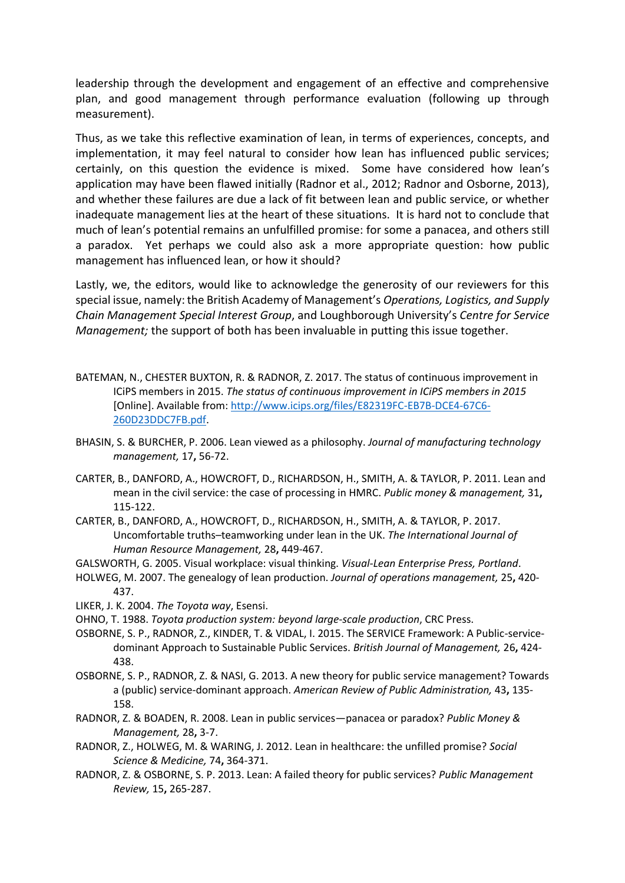leadership through the development and engagement of an effective and comprehensive plan, and good management through performance evaluation (following up through measurement).

Thus, as we take this reflective examination of lean, in terms of experiences, concepts, and implementation, it may feel natural to consider how lean has influenced public services; certainly, on this question the evidence is mixed. Some have considered how lean's application may have been flawed initially (Radnor et al., 2012; Radnor and Osborne, 2013), and whether these failures are due a lack of fit between lean and public service, or whether inadequate management lies at the heart of these situations. It is hard not to conclude that much of lean's potential remains an unfulfilled promise: for some a panacea, and others still a paradox. Yet perhaps we could also ask a more appropriate question: how public management has influenced lean, or how it should?

Lastly, we, the editors, would like to acknowledge the generosity of our reviewers for this special issue, namely: the British Academy of Management's *Operations, Logistics, and Supply Chain Management Special Interest Group*, and Loughborough University's *Centre for Service Management;* the support of both has been invaluable in putting this issue together.

BATEMAN, N., CHESTER BUXTON, R. & RADNOR, Z. 2017. The status of continuous improvement in ICiPS members in 2015. *The status of continuous improvement in ICiPS members in 2015* [Online]. Available from: [http://www.icips.org/files/E82319FC-EB7B-DCE4-67C6-260D23DDC7FB.pdf](http://www.icips.org/files/E82319FC-EB7B-DCE4-67C6-260D23DDC7FB.pdf).

BHASIN, S. & BURCHER, P. 2006. Lean viewed as a philosophy. *Journal of manufacturing technology management,* 17**,** 56-72.

CARTER, B., DANFORD, A., HOWCROFT, D., RICHARDSON, H., SMITH, A. & TAYLOR, P. 2011. Lean and mean in the civil service: the case of processing in HMRC. *Public money & management,* 31**,** 115-122.

CARTER, B., DANFORD, A., HOWCROFT, D., RICHARDSON, H., SMITH, A. & TAYLOR, P. 2017. Uncomfortable truths–teamworking under lean in the UK. *The International Journal of Human Resource Management,* 28**,** 449-467.

GALSWORTH, G. 2005. Visual workplace: visual thinking. *Visual-Lean Enterprise Press, Portland*.

HOLWEG, M. 2007. The genealogy of lean production. *Journal of operations management,* 25**,** 420-437.

LIKER, J. K. 2004. *The Toyota way*, Esensi.

OHNO, T. 1988. *Toyota production system: beyond large-scale production*, CRC Press.

OSBORNE, S. P., RADNOR, Z., KINDER, T. & VIDAL, I. 2015. The SERVICE Framework: A Public-service-dominant Approach to Sustainable Public Services. *British Journal of Management,* 26**,** 424-438.

OSBORNE, S. P., RADNOR, Z. & NASI, G. 2013. A new theory for public service management? Towards a (public) service-dominant approach. *American Review of Public Administration,* 43**,** 135-158.

RADNOR, Z. & BOADEN, R. 2008. Lean in public services—panacea or paradox? *Public Money & Management,* 28**,** 3-7.

RADNOR, Z., HOLWEG, M. & WARING, J. 2012. Lean in healthcare: the unfilled promise? *Social Science & Medicine,* 74**,** 364-371.

RADNOR, Z. & OSBORNE, S. P. 2013. Lean: A failed theory for public services? *Public Management Review,* 15**,** 265-287.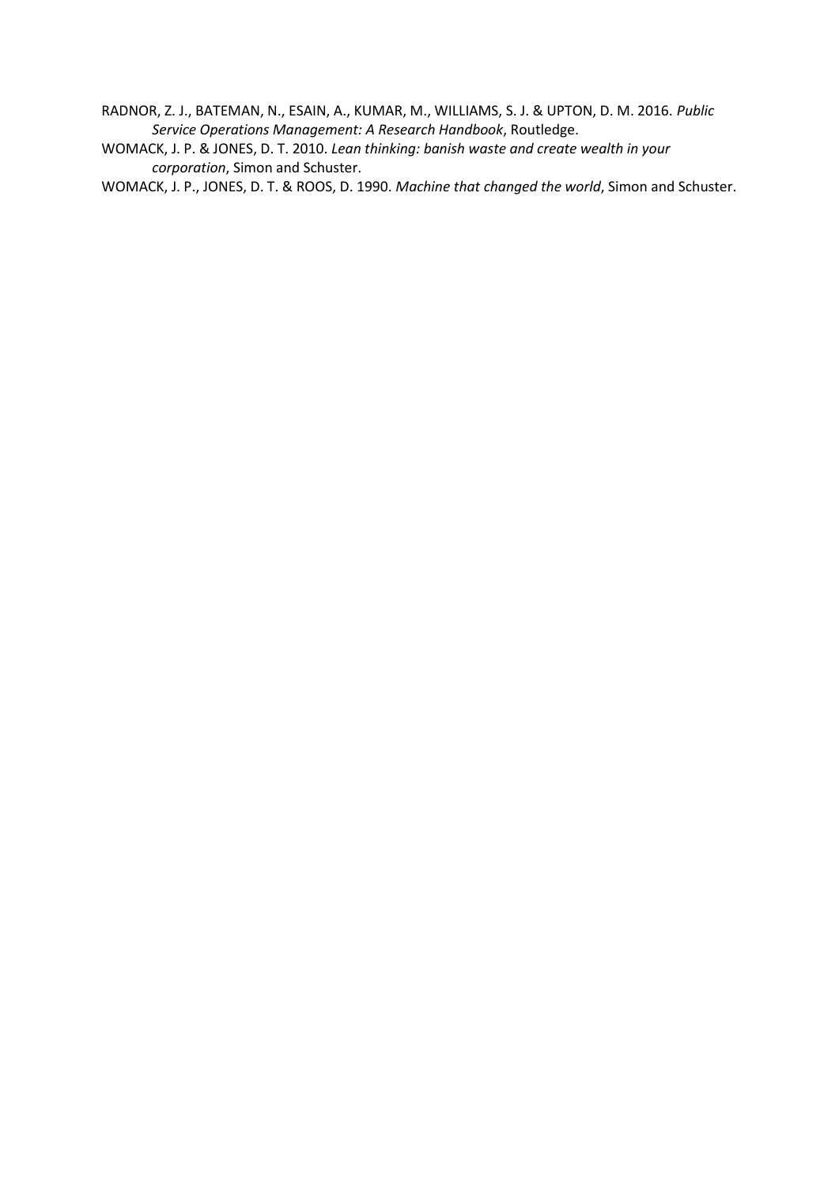RADNOR, Z. J., BATEMAN, N., ESAIN, A., KUMAR, M., WILLIAMS, S. J. & UPTON, D. M. 2016. *Public Service Operations Management: A Research Handbook*, Routledge.

WOMACK, J. P. & JONES, D. T. 2010. *Lean thinking: banish waste and create wealth in your corporation*, Simon and Schuster.

WOMACK, J. P., JONES, D. T. & ROOS, D. 1990. *Machine that changed the world*, Simon and Schuster.